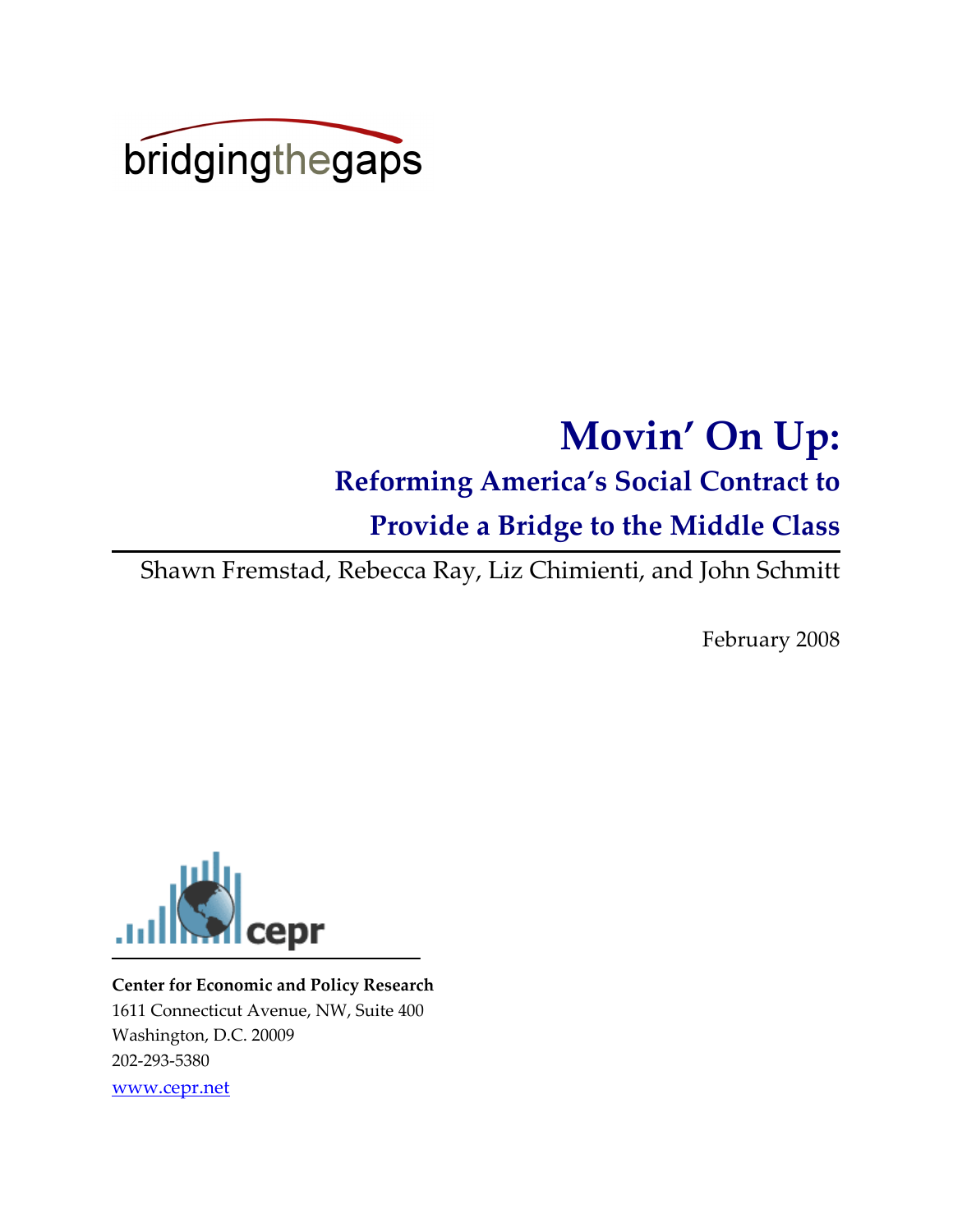bridgingthegaps

# Movin' On Up:

## Reforming America's Social Contract to Provide a Bridge to the Middle Class

Shawn Fremstad, Rebecca Ray, Liz Chimienti, and John Schmitt

February 2008

cepr

**Center for Economic and Policy Research**
1611 Connecticut Avenue, NW, Suite 400
Washington, D.C. 20009
202-293-5380
www.cepr.net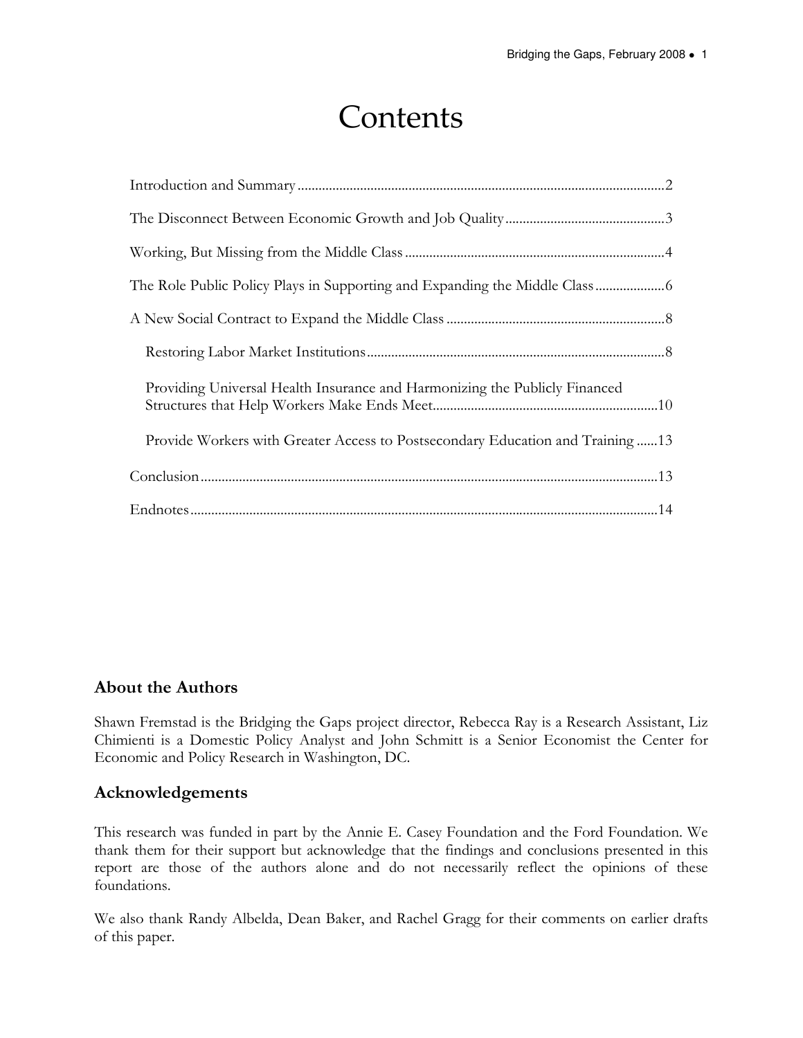# Contents

Introduction and Summary ........................................................................................................2

The Disconnect Between Economic Growth and Job Quality .............................................3

Working, But Missing from the Middle Class ..........................................................................4

The Role Public Policy Plays in Supporting and Expanding the Middle Class ...................6

A New Social Contract to Expand the Middle Class ..............................................................8

- Restoring Labor Market Institutions.....................................................................................8
- Providing Universal Health Insurance and Harmonizing the Publicly Financed Structures that Help Workers Make Ends Meet................................................................10
- Provide Workers with Greater Access to Postsecondary Education and Training ......13

Conclusion ..................................................................................................................................13

Endnotes .....................................................................................................................................14

## About the Authors

Shawn Fremstad is the Bridging the Gaps project director, Rebecca Ray is a Research Assistant, Liz Chimienti is a Domestic Policy Analyst and John Schmitt is a Senior Economist the Center for Economic and Policy Research in Washington, DC.

## Acknowledgements

This research was funded in part by the Annie E. Casey Foundation and the Ford Foundation. We thank them for their support but acknowledge that the findings and conclusions presented in this report are those of the authors alone and do not necessarily reflect the opinions of these foundations.

We also thank Randy Albelda, Dean Baker, and Rachel Gragg for their comments on earlier drafts of this paper.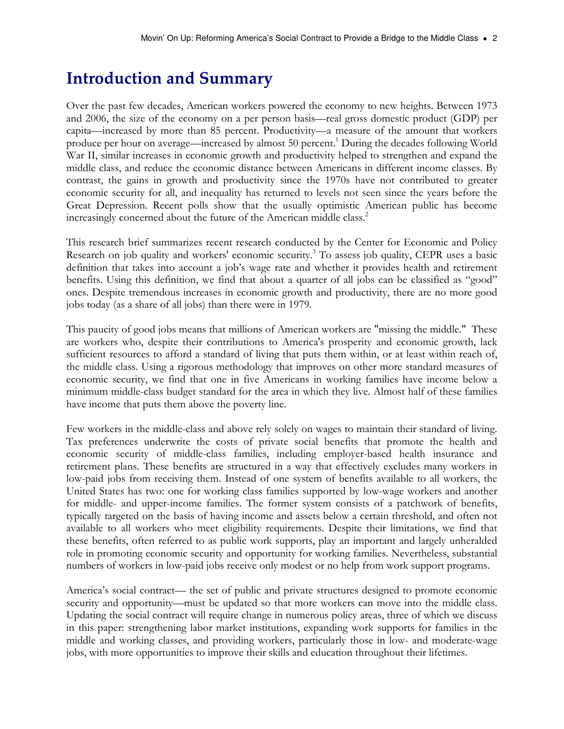## Introduction and Summary

Over the past few decades, American workers powered the economy to new heights. Between 1973 and 2006, the size of the economy on a per person basis—real gross domestic product (GDP) per capita—increased by more than 85 percent. Productivity—a measure of the amount that workers produce per hour on average—increased by almost 50 percent.[1] During the decades following World War II, similar increases in economic growth and productivity helped to strengthen and expand the middle class, and reduce the economic distance between Americans in different income classes. By contrast, the gains in growth and productivity since the 1970s have not contributed to greater economic security for all, and inequality has returned to levels not seen since the years before the Great Depression. Recent polls show that the usually optimistic American public has become increasingly concerned about the future of the American middle class.[2]

This research brief summarizes recent research conducted by the Center for Economic and Policy Research on job quality and workers' economic security.[3] To assess job quality, CEPR uses a basic definition that takes into account a job's wage rate and whether it provides health and retirement benefits. Using this definition, we find that about a quarter of all jobs can be classified as "good" ones. Despite tremendous increases in economic growth and productivity, there are no more good jobs today (as a share of all jobs) than there were in 1979.

This paucity of good jobs means that millions of American workers are "missing the middle." These are workers who, despite their contributions to America's prosperity and economic growth, lack sufficient resources to afford a standard of living that puts them within, or at least within reach of, the middle class. Using a rigorous methodology that improves on other more standard measures of economic security, we find that one in five Americans in working families have income below a minimum middle-class budget standard for the area in which they live. Almost half of these families have income that puts them above the poverty line.

Few workers in the middle-class and above rely solely on wages to maintain their standard of living. Tax preferences underwrite the costs of private social benefits that promote the health and economic security of middle-class families, including employer-based health insurance and retirement plans. These benefits are structured in a way that effectively excludes many workers in low-paid jobs from receiving them. Instead of one system of benefits available to all workers, the United States has two: one for working class families supported by low-wage workers and another for middle- and upper-income families. The former system consists of a patchwork of benefits, typically targeted on the basis of having income and assets below a certain threshold, and often not available to all workers who meet eligibility requirements. Despite their limitations, we find that these benefits, often referred to as public work supports, play an important and largely unheralded role in promoting economic security and opportunity for working families. Nevertheless, substantial numbers of workers in low-paid jobs receive only modest or no help from work support programs.

America's social contract— the set of public and private structures designed to promote economic security and opportunity—must be updated so that more workers can move into the middle class. Updating the social contract will require change in numerous policy areas, three of which we discuss in this paper: strengthening labor market institutions, expanding work supports for families in the middle and working classes, and providing workers, particularly those in low- and moderate-wage jobs, with more opportunities to improve their skills and education throughout their lifetimes.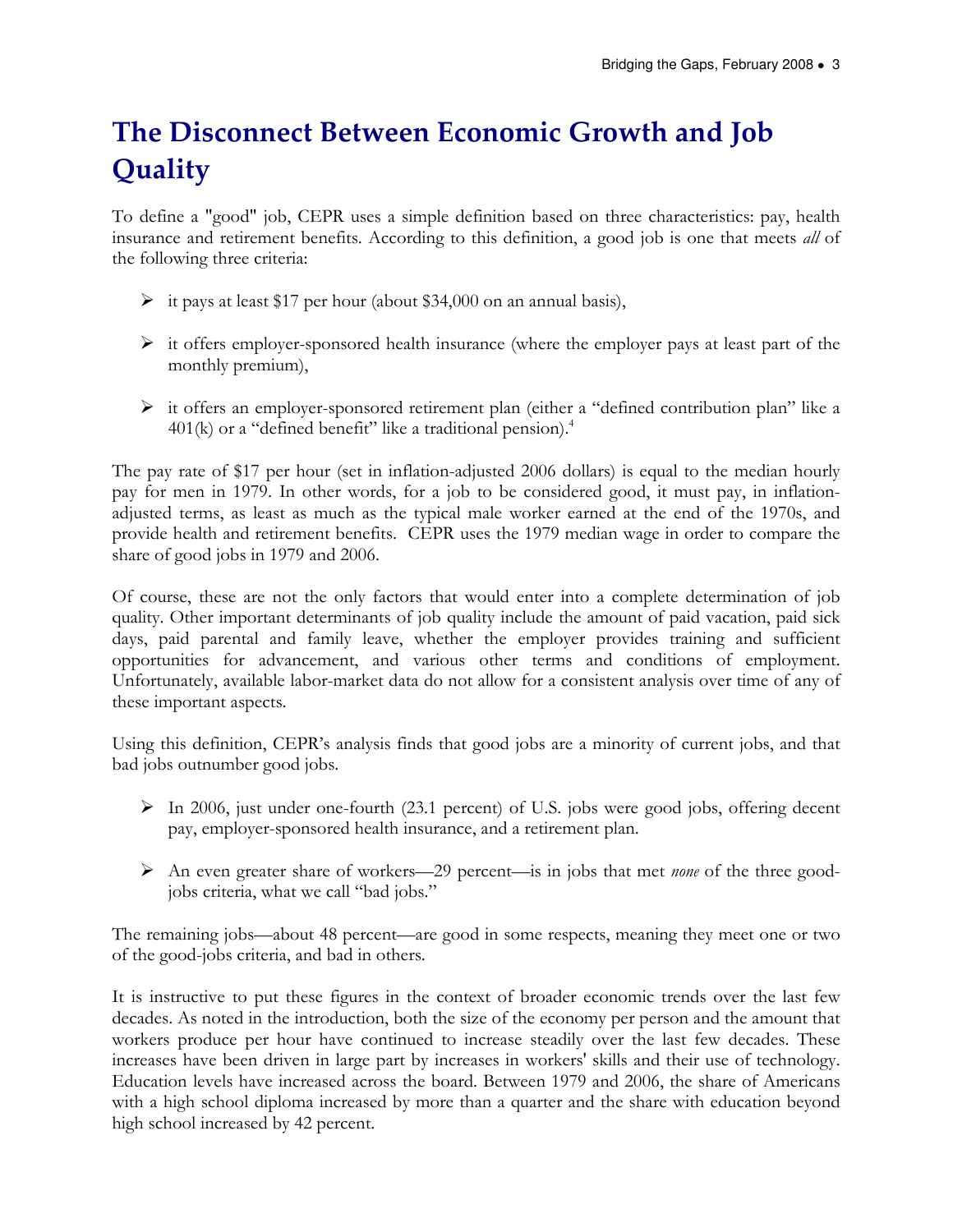# The Disconnect Between Economic Growth and Job Quality

To define a "good" job, CEPR uses a simple definition based on three characteristics: pay, health insurance and retirement benefits. According to this definition, a good job is one that meets *all* of the following three criteria:

- it pays at least $17 per hour (about $34,000 on an annual basis),
- it offers employer-sponsored health insurance (where the employer pays at least part of the monthly premium),
- it offers an employer-sponsored retirement plan (either a "defined contribution plan" like a 401(k) or a "defined benefit" like a traditional pension).[4]

The pay rate of $17 per hour (set in inflation-adjusted 2006 dollars) is equal to the median hourly pay for men in 1979. In other words, for a job to be considered good, it must pay, in inflation-adjusted terms, as least as much as the typical male worker earned at the end of the 1970s, and provide health and retirement benefits. CEPR uses the 1979 median wage in order to compare the share of good jobs in 1979 and 2006.

Of course, these are not the only factors that would enter into a complete determination of job quality. Other important determinants of job quality include the amount of paid vacation, paid sick days, paid parental and family leave, whether the employer provides training and sufficient opportunities for advancement, and various other terms and conditions of employment. Unfortunately, available labor-market data do not allow for a consistent analysis over time of any of these important aspects.

Using this definition, CEPR's analysis finds that good jobs are a minority of current jobs, and that bad jobs outnumber good jobs.

- In 2006, just under one-fourth (23.1 percent) of U.S. jobs were good jobs, offering decent pay, employer-sponsored health insurance, and a retirement plan.
- An even greater share of workers—29 percent—is in jobs that met *none* of the three good-jobs criteria, what we call "bad jobs."

The remaining jobs—about 48 percent—are good in some respects, meaning they meet one or two of the good-jobs criteria, and bad in others.

It is instructive to put these figures in the context of broader economic trends over the last few decades. As noted in the introduction, both the size of the economy per person and the amount that workers produce per hour have continued to increase steadily over the last few decades. These increases have been driven in large part by increases in workers' skills and their use of technology. Education levels have increased across the board. Between 1979 and 2006, the share of Americans with a high school diploma increased by more than a quarter and the share with education beyond high school increased by 42 percent.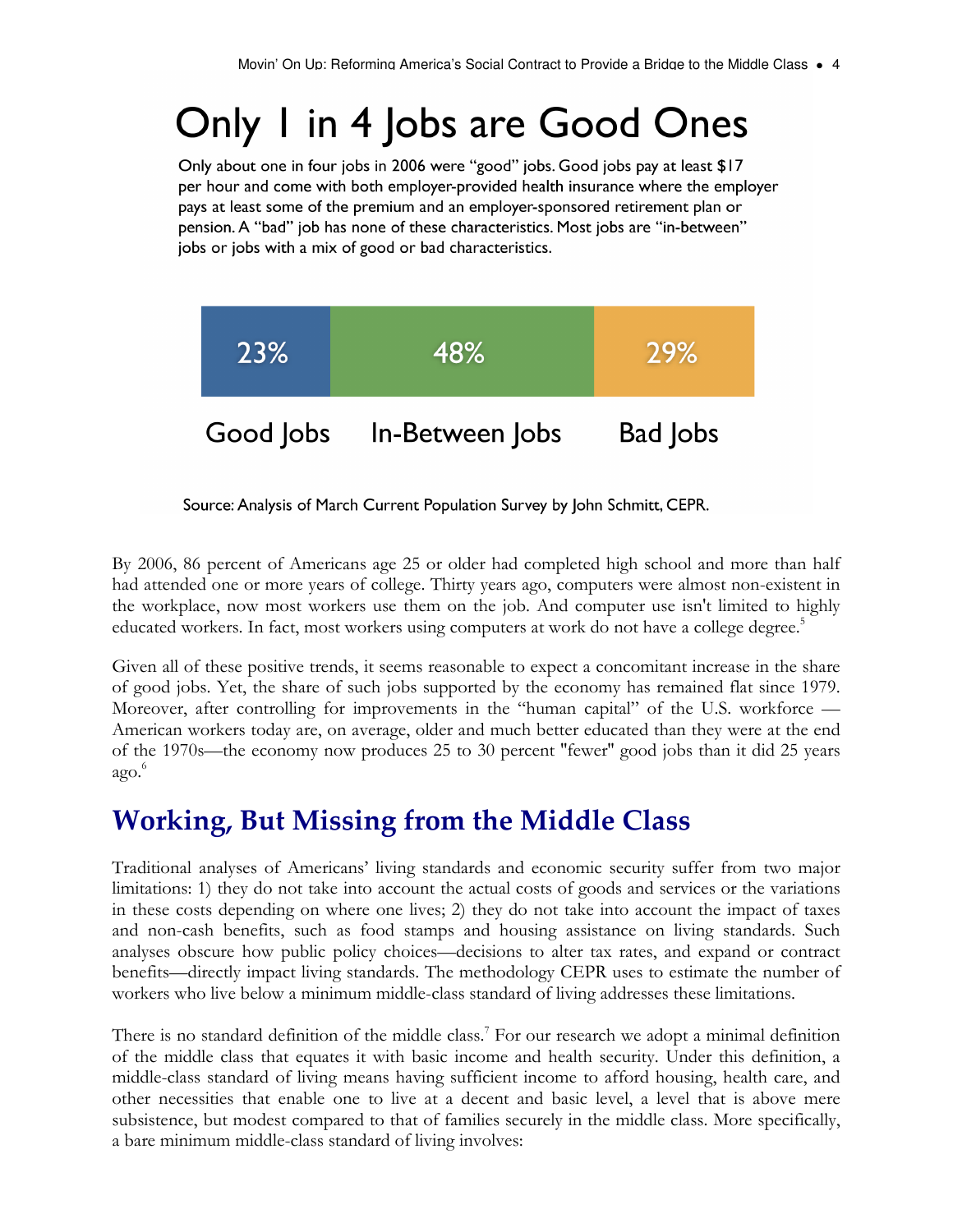# Only 1 in 4 Jobs are Good Ones

Only about one in four jobs in 2006 were "good" jobs. Good jobs pay at least $17 per hour and come with both employer-provided health insurance where the employer pays at least some of the premium and an employer-sponsored retirement plan or pension. A "bad" job has none of these characteristics. Most jobs are "in-between" jobs or jobs with a mix of good or bad characteristics.

| Good Jobs | In-Between Jobs | Bad Jobs |
| --- | --- | --- |
| 23% | 48% | 29% |

Source: Analysis of March Current Population Survey by John Schmitt, CEPR.

By 2006, 86 percent of Americans age 25 or older had completed high school and more than half had attended one or more years of college. Thirty years ago, computers were almost non-existent in the workplace, now most workers use them on the job. And computer use isn't limited to highly educated workers. In fact, most workers using computers at work do not have a college degree.[5]

Given all of these positive trends, it seems reasonable to expect a concomitant increase in the share of good jobs. Yet, the share of such jobs supported by the economy has remained flat since 1979. Moreover, after controlling for improvements in the "human capital" of the U.S. workforce — American workers today are, on average, older and much better educated than they were at the end of the 1970s—the economy now produces 25 to 30 percent "fewer" good jobs than it did 25 years ago.[6]

## Working, But Missing from the Middle Class

Traditional analyses of Americans' living standards and economic security suffer from two major limitations: 1) they do not take into account the actual costs of goods and services or the variations in these costs depending on where one lives; 2) they do not take into account the impact of taxes and non-cash benefits, such as food stamps and housing assistance on living standards. Such analyses obscure how public policy choices—decisions to alter tax rates, and expand or contract benefits—directly impact living standards. The methodology CEPR uses to estimate the number of workers who live below a minimum middle-class standard of living addresses these limitations.

There is no standard definition of the middle class.[7] For our research we adopt a minimal definition of the middle class that equates it with basic income and health security. Under this definition, a middle-class standard of living means having sufficient income to afford housing, health care, and other necessities that enable one to live at a decent and basic level, a level that is above mere subsistence, but modest compared to that of families securely in the middle class. More specifically, a bare minimum middle-class standard of living involves: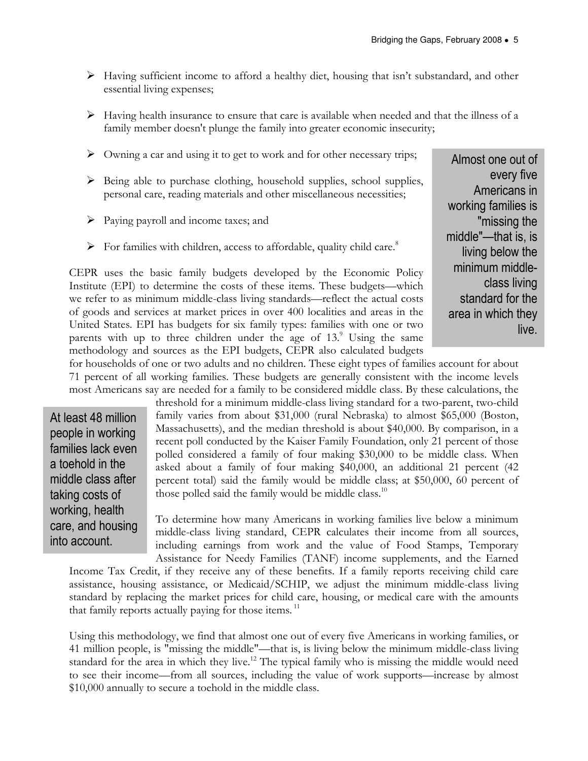- Having sufficient income to afford a healthy diet, housing that isn't substandard, and other essential living expenses;
- Having health insurance to ensure that care is available when needed and that the illness of a family member doesn't plunge the family into greater economic insecurity;
- Owning a car and using it to get to work and for other necessary trips;
- Being able to purchase clothing, household supplies, school supplies, personal care, reading materials and other miscellaneous necessities;
- Paying payroll and income taxes; and
- For families with children, access to affordable, quality child care.[8]

> Almost one out of every five Americans in working families is "missing the middle"—that is, is living below the minimum middle-class living standard for the area in which they live.

CEPR uses the basic family budgets developed by the Economic Policy Institute (EPI) to determine the costs of these items. These budgets—which we refer to as minimum middle-class living standards—reflect the actual costs of goods and services at market prices in over 400 localities and areas in the United States. EPI has budgets for six family types: families with one or two parents with up to three children under the age of 13.[9] Using the same methodology and sources as the EPI budgets, CEPR also calculated budgets for households of one or two adults and no children. These eight types of families account for about 71 percent of all working families. These budgets are generally consistent with the income levels most Americans say are needed for a family to be considered middle class. By these calculations, the threshold for a minimum middle-class living standard for a two-parent, two-child family varies from about $31,000 (rural Nebraska) to almost $65,000 (Boston, Massachusetts), and the median threshold is about $40,000. By comparison, in a recent poll conducted by the Kaiser Family Foundation, only 21 percent of those polled considered a family of four making $30,000 to be middle class. When asked about a family of four making $40,000, an additional 21 percent (42 percent total) said the family would be middle class; at $50,000, 60 percent of those polled said the family would be middle class.[10]

> At least 48 million people in working families lack even a toehold in the middle class after taking costs of working, health care, and housing into account.

To determine how many Americans in working families live below a minimum middle-class living standard, CEPR calculates their income from all sources, including earnings from work and the value of Food Stamps, Temporary Assistance for Needy Families (TANF) income supplements, and the Earned Income Tax Credit, if they receive any of these benefits. If a family reports receiving child care assistance, housing assistance, or Medicaid/SCHIP, we adjust the minimum middle-class living standard by replacing the market prices for child care, housing, or medical care with the amounts that family reports actually paying for those items.[11]

Using this methodology, we find that almost one out of every five Americans in working families, or 41 million people, is "missing the middle"—that is, is living below the minimum middle-class living standard for the area in which they live.[12] The typical family who is missing the middle would need to see their income—from all sources, including the value of work supports—increase by almost $10,000 annually to secure a toehold in the middle class.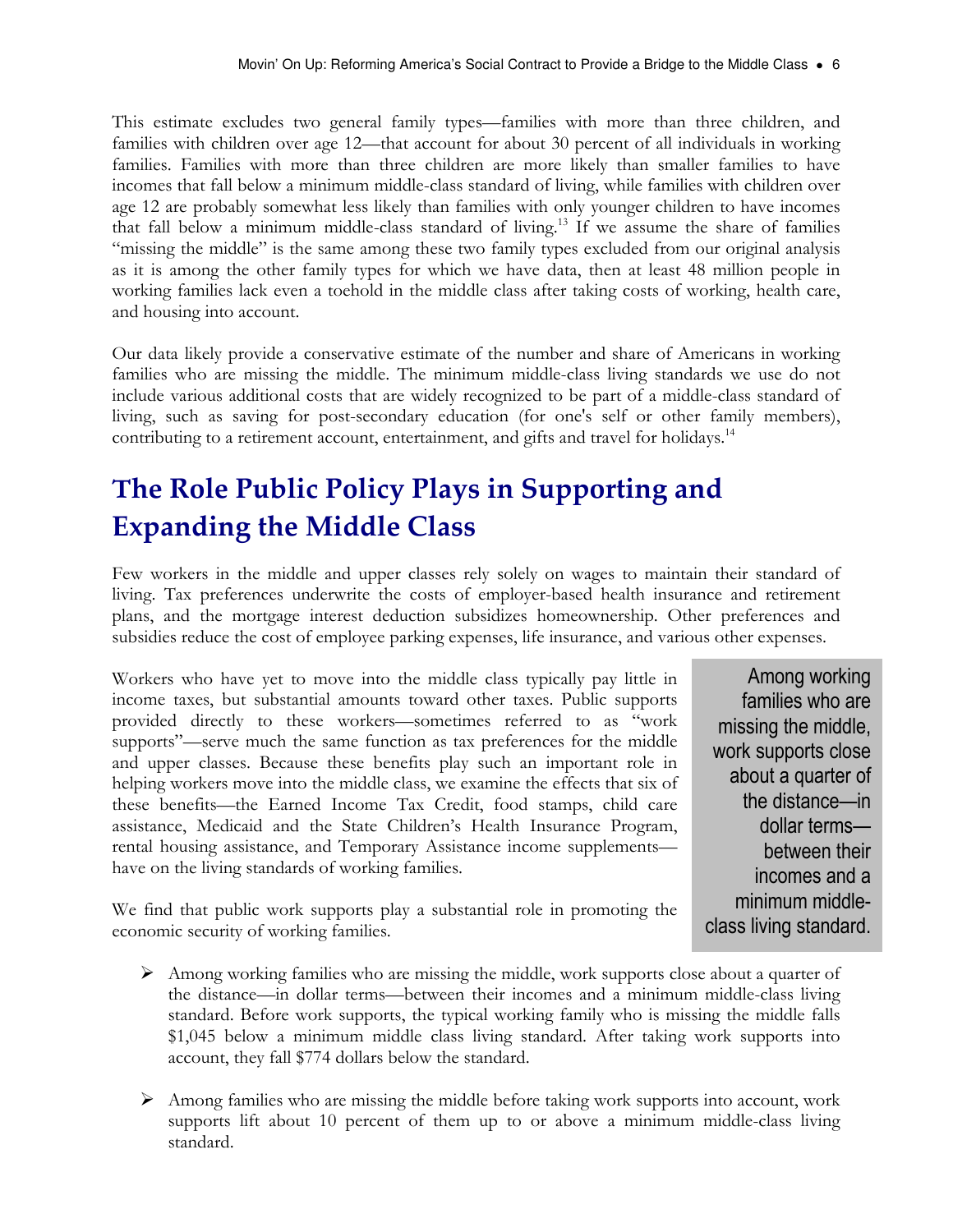This estimate excludes two general family types—families with more than three children, and families with children over age 12—that account for about 30 percent of all individuals in working families. Families with more than three children are more likely than smaller families to have incomes that fall below a minimum middle-class standard of living, while families with children over age 12 are probably somewhat less likely than families with only younger children to have incomes that fall below a minimum middle-class standard of living.[13] If we assume the share of families "missing the middle" is the same among these two family types excluded from our original analysis as it is among the other family types for which we have data, then at least 48 million people in working families lack even a toehold in the middle class after taking costs of working, health care, and housing into account.

Our data likely provide a conservative estimate of the number and share of Americans in working families who are missing the middle. The minimum middle-class living standards we use do not include various additional costs that are widely recognized to be part of a middle-class standard of living, such as saving for post-secondary education (for one's self or other family members), contributing to a retirement account, entertainment, and gifts and travel for holidays.[14]

# The Role Public Policy Plays in Supporting and Expanding the Middle Class

Few workers in the middle and upper classes rely solely on wages to maintain their standard of living. Tax preferences underwrite the costs of employer-based health insurance and retirement plans, and the mortgage interest deduction subsidizes homeownership. Other preferences and subsidies reduce the cost of employee parking expenses, life insurance, and various other expenses.

Workers who have yet to move into the middle class typically pay little in income taxes, but substantial amounts toward other taxes. Public supports provided directly to these workers—sometimes referred to as "work supports"—serve much the same function as tax preferences for the middle and upper classes. Because these benefits play such an important role in helping workers move into the middle class, we examine the effects that six of these benefits—the Earned Income Tax Credit, food stamps, child care assistance, Medicaid and the State Children's Health Insurance Program, rental housing assistance, and Temporary Assistance income supplements—have on the living standards of working families.

> Among working families who are missing the middle, work supports close about a quarter of the distance—in dollar terms—between their incomes and a minimum middle-class living standard.

We find that public work supports play a substantial role in promoting the economic security of working families.

- Among working families who are missing the middle, work supports close about a quarter of the distance—in dollar terms—between their incomes and a minimum middle-class living standard. Before work supports, the typical working family who is missing the middle falls $1,045 below a minimum middle class living standard. After taking work supports into account, they fall $774 dollars below the standard.
- Among families who are missing the middle before taking work supports into account, work supports lift about 10 percent of them up to or above a minimum middle-class living standard.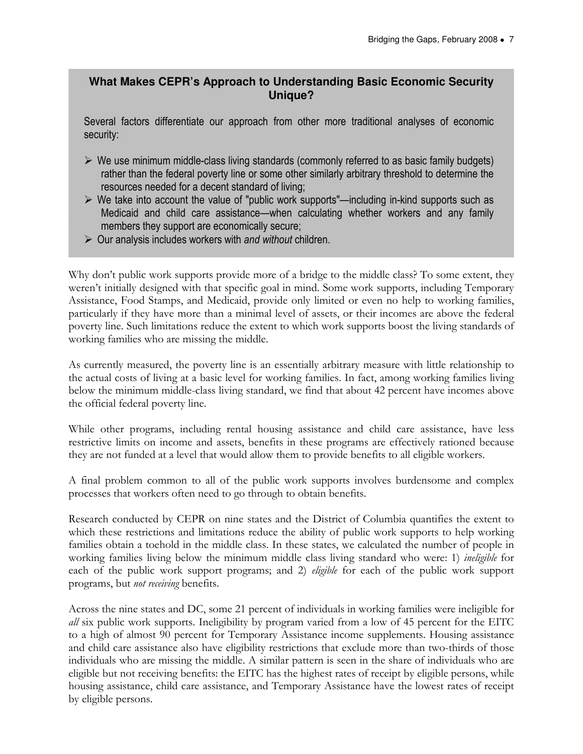### What Makes CEPR's Approach to Understanding Basic Economic Security Unique?

Several factors differentiate our approach from other more traditional analyses of economic security:

- We use minimum middle-class living standards (commonly referred to as basic family budgets) rather than the federal poverty line or some other similarly arbitrary threshold to determine the resources needed for a decent standard of living;
- We take into account the value of "public work supports"—including in-kind supports such as Medicaid and child care assistance—when calculating whether workers and any family members they support are economically secure;
- Our analysis includes workers with *and without* children.

Why don't public work supports provide more of a bridge to the middle class? To some extent, they weren't initially designed with that specific goal in mind. Some work supports, including Temporary Assistance, Food Stamps, and Medicaid, provide only limited or even no help to working families, particularly if they have more than a minimal level of assets, or their incomes are above the federal poverty line. Such limitations reduce the extent to which work supports boost the living standards of working families who are missing the middle.

As currently measured, the poverty line is an essentially arbitrary measure with little relationship to the actual costs of living at a basic level for working families. In fact, among working families living below the minimum middle-class living standard, we find that about 42 percent have incomes above the official federal poverty line.

While other programs, including rental housing assistance and child care assistance, have less restrictive limits on income and assets, benefits in these programs are effectively rationed because they are not funded at a level that would allow them to provide benefits to all eligible workers.

A final problem common to all of the public work supports involves burdensome and complex processes that workers often need to go through to obtain benefits.

Research conducted by CEPR on nine states and the District of Columbia quantifies the extent to which these restrictions and limitations reduce the ability of public work supports to help working families obtain a toehold in the middle class. In these states, we calculated the number of people in working families living below the minimum middle class living standard who were: 1) *ineligible* for each of the public work support programs; and 2) *eligible* for each of the public work support programs, but *not receiving* benefits.

Across the nine states and DC, some 21 percent of individuals in working families were ineligible for *all* six public work supports. Ineligibility by program varied from a low of 45 percent for the EITC to a high of almost 90 percent for Temporary Assistance income supplements. Housing assistance and child care assistance also have eligibility restrictions that exclude more than two-thirds of those individuals who are missing the middle. A similar pattern is seen in the share of individuals who are eligible but not receiving benefits: the EITC has the highest rates of receipt by eligible persons, while housing assistance, child care assistance, and Temporary Assistance have the lowest rates of receipt by eligible persons.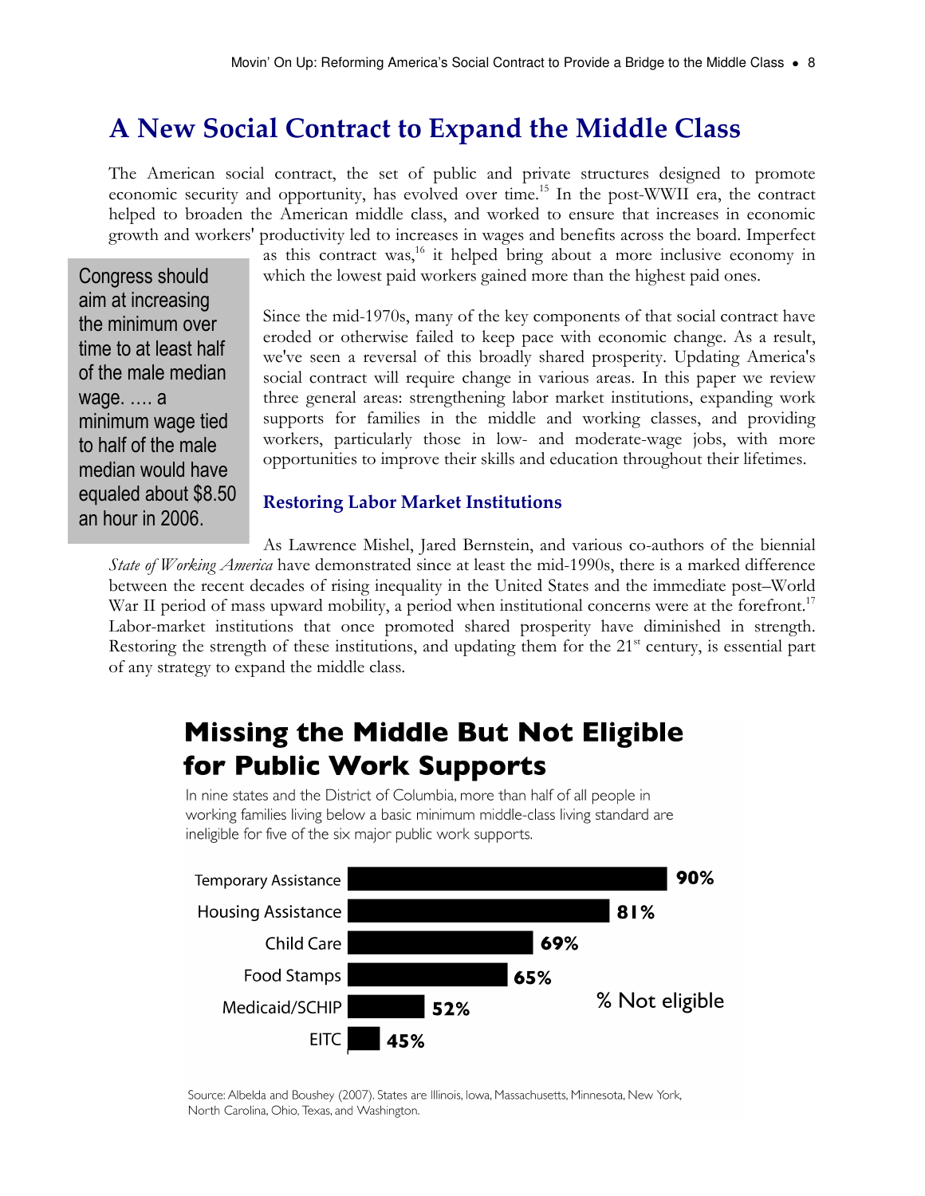## A New Social Contract to Expand the Middle Class

The American social contract, the set of public and private structures designed to promote economic security and opportunity, has evolved over time.[15] In the post-WWII era, the contract helped to broaden the American middle class, and worked to ensure that increases in economic growth and workers' productivity led to increases in wages and benefits across the board. Imperfect as this contract was,[16] it helped bring about a more inclusive economy in which the lowest paid workers gained more than the highest paid ones.

> Congress should aim at increasing the minimum over time to at least half of the male median wage. …. a minimum wage tied to half of the male median would have equaled about $8.50 an hour in 2006.

Since the mid-1970s, many of the key components of that social contract have eroded or otherwise failed to keep pace with economic change. As a result, we've seen a reversal of this broadly shared prosperity. Updating America's social contract will require change in various areas. In this paper we review three general areas: strengthening labor market institutions, expanding work supports for families in the middle and working classes, and providing workers, particularly those in low- and moderate-wage jobs, with more opportunities to improve their skills and education throughout their lifetimes.

### Restoring Labor Market Institutions

As Lawrence Mishel, Jared Bernstein, and various co-authors of the biennial *State of Working America* have demonstrated since at least the mid-1990s, there is a marked difference between the recent decades of rising inequality in the United States and the immediate post–World War II period of mass upward mobility, a period when institutional concerns were at the forefront.[17] Labor-market institutions that once promoted shared prosperity have diminished in strength. Restoring the strength of these institutions, and updating them for the 21st century, is essential part of any strategy to expand the middle class.

**Missing the Middle But Not Eligible for Public Work Supports**

In nine states and the District of Columbia, more than half of all people in working families living below a basic minimum middle-class living standard are ineligible for five of the six major public work supports.

| Work Support | % Not eligible |
|---|---|
| Temporary Assistance | 90% |
| Housing Assistance | 81% |
| Child Care | 69% |
| Food Stamps | 65% |
| Medicaid/SCHIP | 52% |
| EITC | 45% |

Source: Albelda and Boushey (2007). States are Illinois, Iowa, Massachusetts, Minnesota, New York, North Carolina, Ohio, Texas, and Washington.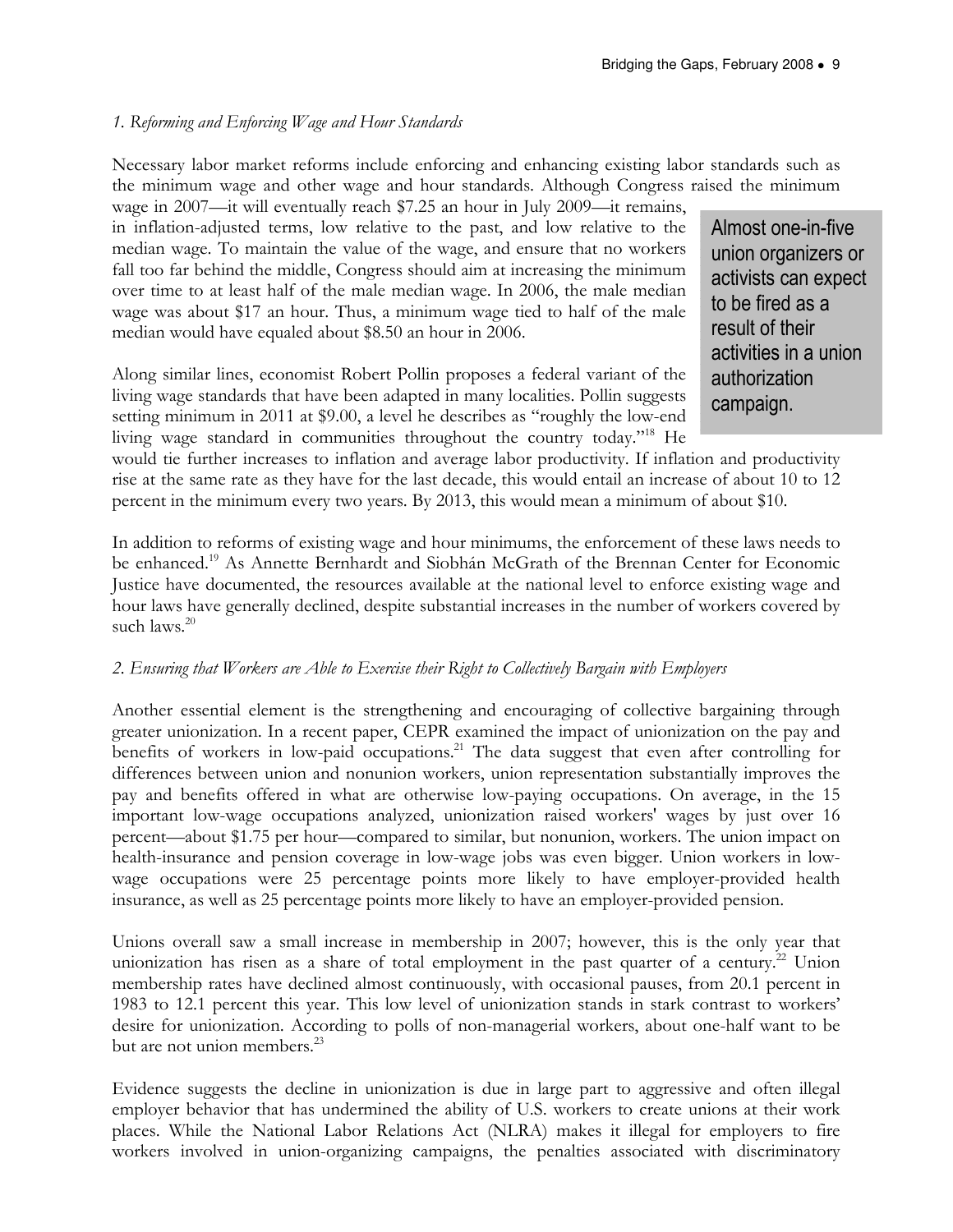*1. Reforming and Enforcing Wage and Hour Standards*

Necessary labor market reforms include enforcing and enhancing existing labor standards such as the minimum wage and other wage and hour standards. Although Congress raised the minimum wage in 2007—it will eventually reach $7.25 an hour in July 2009—it remains, in inflation-adjusted terms, low relative to the past, and low relative to the median wage. To maintain the value of the wage, and ensure that no workers fall too far behind the middle, Congress should aim at increasing the minimum over time to at least half of the male median wage. In 2006, the male median wage was about $17 an hour. Thus, a minimum wage tied to half of the male median would have equaled about $8.50 an hour in 2006.

> Almost one-in-five union organizers or activists can expect to be fired as a result of their activities in a union authorization campaign.

Along similar lines, economist Robert Pollin proposes a federal variant of the living wage standards that have been adapted in many localities. Pollin suggests setting minimum in 2011 at $9.00, a level he describes as "roughly the low-end living wage standard in communities throughout the country today."[18] He would tie further increases to inflation and average labor productivity. If inflation and productivity rise at the same rate as they have for the last decade, this would entail an increase of about 10 to 12 percent in the minimum every two years. By 2013, this would mean a minimum of about $10.

In addition to reforms of existing wage and hour minimums, the enforcement of these laws needs to be enhanced.[19] As Annette Bernhardt and Siobhán McGrath of the Brennan Center for Economic Justice have documented, the resources available at the national level to enforce existing wage and hour laws have generally declined, despite substantial increases in the number of workers covered by such laws.[20]

*2. Ensuring that Workers are Able to Exercise their Right to Collectively Bargain with Employers*

Another essential element is the strengthening and encouraging of collective bargaining through greater unionization. In a recent paper, CEPR examined the impact of unionization on the pay and benefits of workers in low-paid occupations.[21] The data suggest that even after controlling for differences between union and nonunion workers, union representation substantially improves the pay and benefits offered in what are otherwise low-paying occupations. On average, in the 15 important low-wage occupations analyzed, unionization raised workers' wages by just over 16 percent—about $1.75 per hour—compared to similar, but nonunion, workers. The union impact on health-insurance and pension coverage in low-wage jobs was even bigger. Union workers in low-wage occupations were 25 percentage points more likely to have employer-provided health insurance, as well as 25 percentage points more likely to have an employer-provided pension.

Unions overall saw a small increase in membership in 2007; however, this is the only year that unionization has risen as a share of total employment in the past quarter of a century.[22] Union membership rates have declined almost continuously, with occasional pauses, from 20.1 percent in 1983 to 12.1 percent this year. This low level of unionization stands in stark contrast to workers' desire for unionization. According to polls of non-managerial workers, about one-half want to be but are not union members.[23]

Evidence suggests the decline in unionization is due in large part to aggressive and often illegal employer behavior that has undermined the ability of U.S. workers to create unions at their work places. While the National Labor Relations Act (NLRA) makes it illegal for employers to fire workers involved in union-organizing campaigns, the penalties associated with discriminatory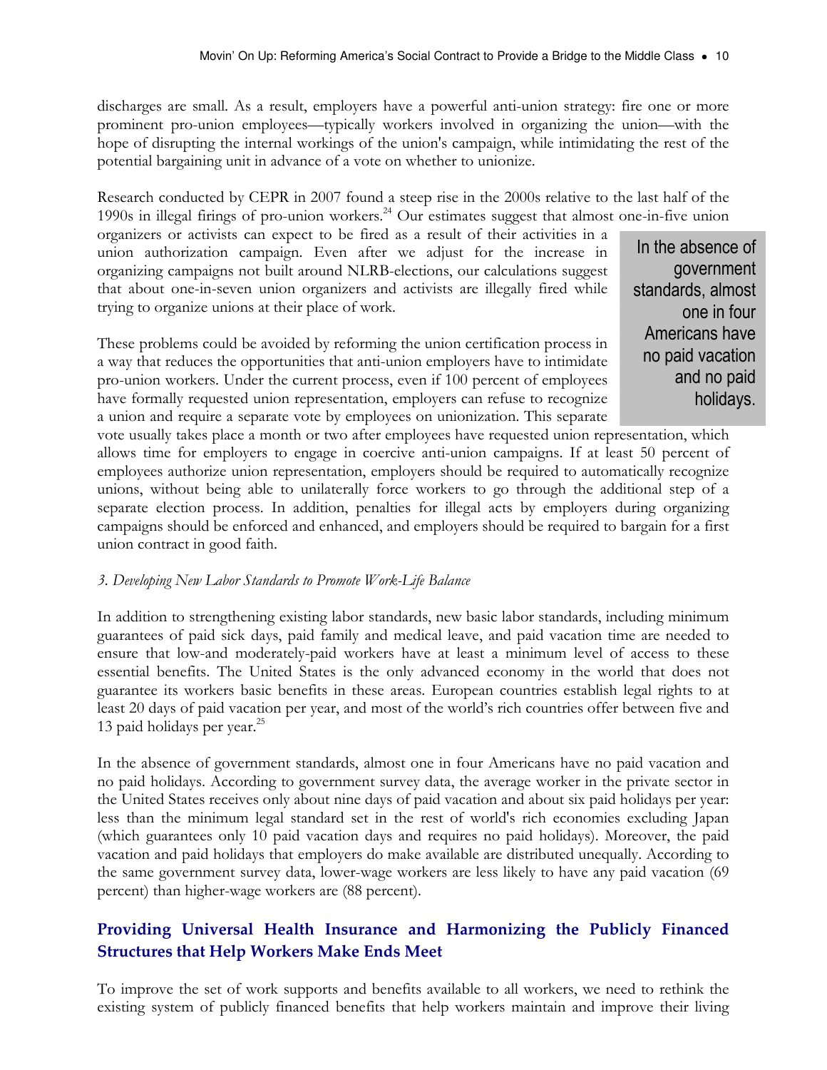discharges are small. As a result, employers have a powerful anti-union strategy: fire one or more prominent pro-union employees—typically workers involved in organizing the union—with the hope of disrupting the internal workings of the union's campaign, while intimidating the rest of the potential bargaining unit in advance of a vote on whether to unionize.

Research conducted by CEPR in 2007 found a steep rise in the 2000s relative to the last half of the 1990s in illegal firings of pro-union workers.[24] Our estimates suggest that almost one-in-five union organizers or activists can expect to be fired as a result of their activities in a union authorization campaign. Even after we adjust for the increase in organizing campaigns not built around NLRB-elections, our calculations suggest that about one-in-seven union organizers and activists are illegally fired while trying to organize unions at their place of work.

> In the absence of government standards, almost one in four Americans have no paid vacation and no paid holidays.

These problems could be avoided by reforming the union certification process in a way that reduces the opportunities that anti-union employers have to intimidate pro-union workers. Under the current process, even if 100 percent of employees have formally requested union representation, employers can refuse to recognize a union and require a separate vote by employees on unionization. This separate vote usually takes place a month or two after employees have requested union representation, which allows time for employers to engage in coercive anti-union campaigns. If at least 50 percent of employees authorize union representation, employers should be required to automatically recognize unions, without being able to unilaterally force workers to go through the additional step of a separate election process. In addition, penalties for illegal acts by employers during organizing campaigns should be enforced and enhanced, and employers should be required to bargain for a first union contract in good faith.

*3. Developing New Labor Standards to Promote Work-Life Balance*

In addition to strengthening existing labor standards, new basic labor standards, including minimum guarantees of paid sick days, paid family and medical leave, and paid vacation time are needed to ensure that low-and moderately-paid workers have at least a minimum level of access to these essential benefits. The United States is the only advanced economy in the world that does not guarantee its workers basic benefits in these areas. European countries establish legal rights to at least 20 days of paid vacation per year, and most of the world's rich countries offer between five and 13 paid holidays per year.[25]

In the absence of government standards, almost one in four Americans have no paid vacation and no paid holidays. According to government survey data, the average worker in the private sector in the United States receives only about nine days of paid vacation and about six paid holidays per year: less than the minimum legal standard set in the rest of world's rich economies excluding Japan (which guarantees only 10 paid vacation days and requires no paid holidays). Moreover, the paid vacation and paid holidays that employers do make available are distributed unequally. According to the same government survey data, lower-wage workers are less likely to have any paid vacation (69 percent) than higher-wage workers are (88 percent).

## Providing Universal Health Insurance and Harmonizing the Publicly Financed Structures that Help Workers Make Ends Meet

To improve the set of work supports and benefits available to all workers, we need to rethink the existing system of publicly financed benefits that help workers maintain and improve their living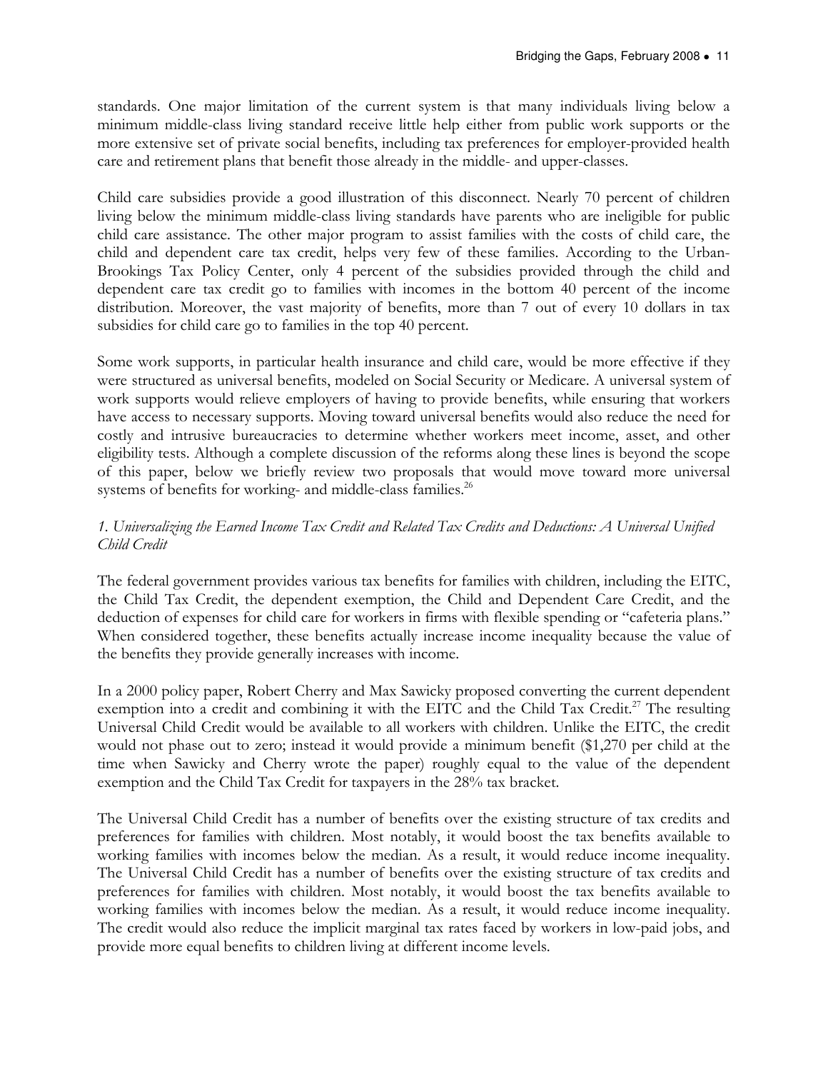standards. One major limitation of the current system is that many individuals living below a minimum middle-class living standard receive little help either from public work supports or the more extensive set of private social benefits, including tax preferences for employer-provided health care and retirement plans that benefit those already in the middle- and upper-classes.

Child care subsidies provide a good illustration of this disconnect. Nearly 70 percent of children living below the minimum middle-class living standards have parents who are ineligible for public child care assistance. The other major program to assist families with the costs of child care, the child and dependent care tax credit, helps very few of these families. According to the Urban-Brookings Tax Policy Center, only 4 percent of the subsidies provided through the child and dependent care tax credit go to families with incomes in the bottom 40 percent of the income distribution. Moreover, the vast majority of benefits, more than 7 out of every 10 dollars in tax subsidies for child care go to families in the top 40 percent.

Some work supports, in particular health insurance and child care, would be more effective if they were structured as universal benefits, modeled on Social Security or Medicare. A universal system of work supports would relieve employers of having to provide benefits, while ensuring that workers have access to necessary supports. Moving toward universal benefits would also reduce the need for costly and intrusive bureaucracies to determine whether workers meet income, asset, and other eligibility tests. Although a complete discussion of the reforms along these lines is beyond the scope of this paper, below we briefly review two proposals that would move toward more universal systems of benefits for working- and middle-class families.[26]

*1. Universalizing the Earned Income Tax Credit and Related Tax Credits and Deductions: A Universal Unified Child Credit*

The federal government provides various tax benefits for families with children, including the EITC, the Child Tax Credit, the dependent exemption, the Child and Dependent Care Credit, and the deduction of expenses for child care for workers in firms with flexible spending or "cafeteria plans." When considered together, these benefits actually increase income inequality because the value of the benefits they provide generally increases with income.

In a 2000 policy paper, Robert Cherry and Max Sawicky proposed converting the current dependent exemption into a credit and combining it with the EITC and the Child Tax Credit.[27] The resulting Universal Child Credit would be available to all workers with children. Unlike the EITC, the credit would not phase out to zero; instead it would provide a minimum benefit ($1,270 per child at the time when Sawicky and Cherry wrote the paper) roughly equal to the value of the dependent exemption and the Child Tax Credit for taxpayers in the 28% tax bracket.

The Universal Child Credit has a number of benefits over the existing structure of tax credits and preferences for families with children. Most notably, it would boost the tax benefits available to working families with incomes below the median. As a result, it would reduce income inequality. The Universal Child Credit has a number of benefits over the existing structure of tax credits and preferences for families with children. Most notably, it would boost the tax benefits available to working families with incomes below the median. As a result, it would reduce income inequality. The credit would also reduce the implicit marginal tax rates faced by workers in low-paid jobs, and provide more equal benefits to children living at different income levels.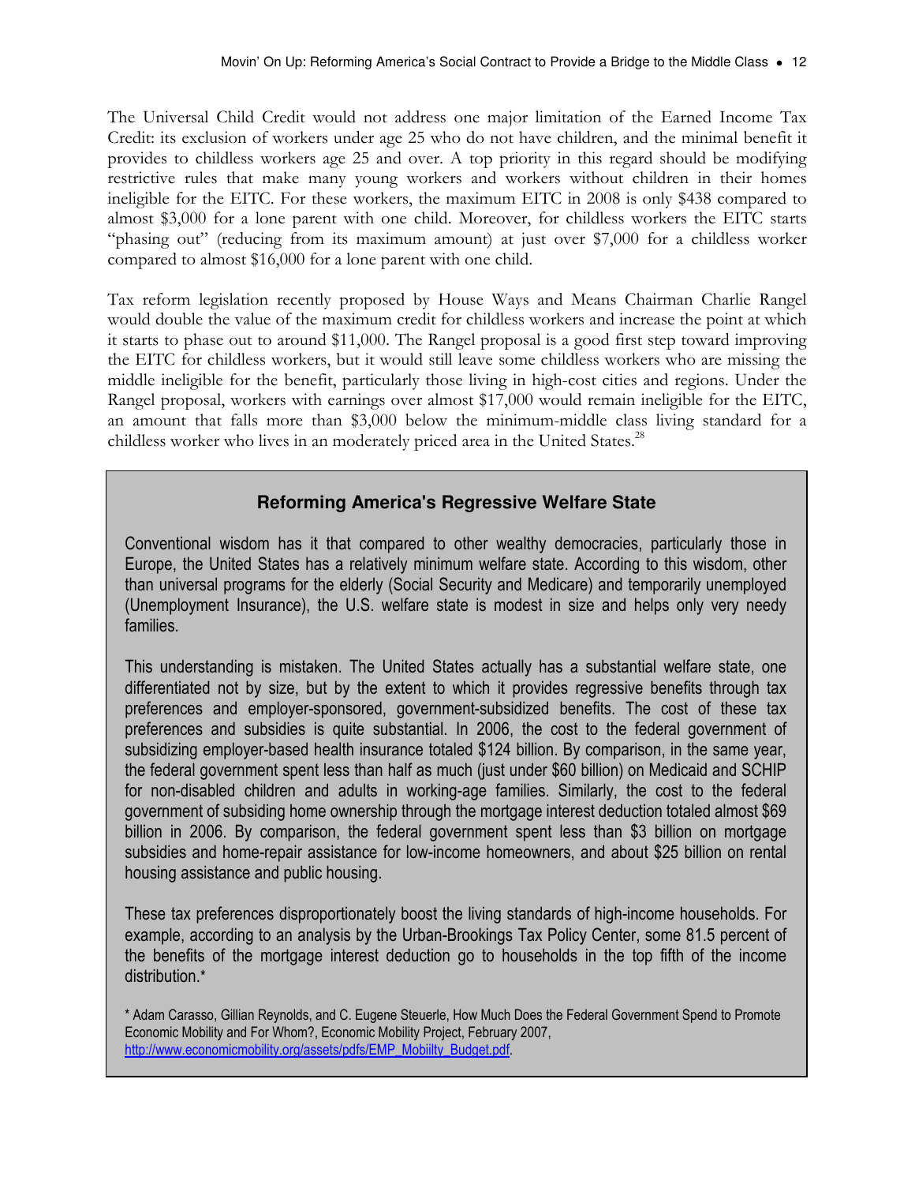The Universal Child Credit would not address one major limitation of the Earned Income Tax Credit: its exclusion of workers under age 25 who do not have children, and the minimal benefit it provides to childless workers age 25 and over. A top priority in this regard should be modifying restrictive rules that make many young workers and workers without children in their homes ineligible for the EITC. For these workers, the maximum EITC in 2008 is only $438 compared to almost $3,000 for a lone parent with one child. Moreover, for childless workers the EITC starts "phasing out" (reducing from its maximum amount) at just over $7,000 for a childless worker compared to almost $16,000 for a lone parent with one child.

Tax reform legislation recently proposed by House Ways and Means Chairman Charlie Rangel would double the value of the maximum credit for childless workers and increase the point at which it starts to phase out to around $11,000. The Rangel proposal is a good first step toward improving the EITC for childless workers, but it would still leave some childless workers who are missing the middle ineligible for the benefit, particularly those living in high-cost cities and regions. Under the Rangel proposal, workers with earnings over almost $17,000 would remain ineligible for the EITC, an amount that falls more than $3,000 below the minimum-middle class living standard for a childless worker who lives in an moderately priced area in the United States.[28]

### Reforming America's Regressive Welfare State

Conventional wisdom has it that compared to other wealthy democracies, particularly those in Europe, the United States has a relatively minimum welfare state. According to this wisdom, other than universal programs for the elderly (Social Security and Medicare) and temporarily unemployed (Unemployment Insurance), the U.S. welfare state is modest in size and helps only very needy families.

This understanding is mistaken. The United States actually has a substantial welfare state, one differentiated not by size, but by the extent to which it provides regressive benefits through tax preferences and employer-sponsored, government-subsidized benefits. The cost of these tax preferences and subsidies is quite substantial. In 2006, the cost to the federal government of subsidizing employer-based health insurance totaled $124 billion. By comparison, in the same year, the federal government spent less than half as much (just under $60 billion) on Medicaid and SCHIP for non-disabled children and adults in working-age families. Similarly, the cost to the federal government of subsiding home ownership through the mortgage interest deduction totaled almost $69 billion in 2006. By comparison, the federal government spent less than $3 billion on mortgage subsidies and home-repair assistance for low-income homeowners, and about $25 billion on rental housing assistance and public housing.

These tax preferences disproportionately boost the living standards of high-income households. For example, according to an analysis by the Urban-Brookings Tax Policy Center, some 81.5 percent of the benefits of the mortgage interest deduction go to households in the top fifth of the income distribution.*

* Adam Carasso, Gillian Reynolds, and C. Eugene Steuerle, How Much Does the Federal Government Spend to Promote Economic Mobility and For Whom?, Economic Mobility Project, February 2007, http://www.economicmobility.org/assets/pdfs/EMP_Mobiilty_Budget.pdf.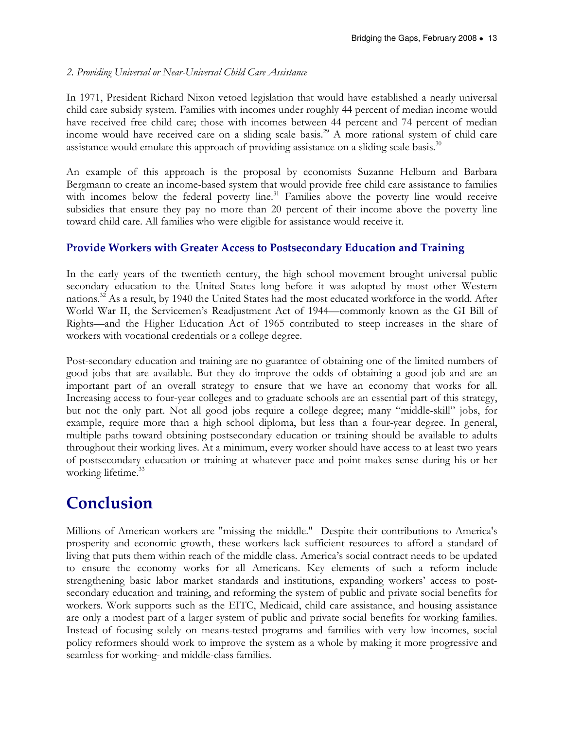*2. Providing Universal or Near-Universal Child Care Assistance*

In 1971, President Richard Nixon vetoed legislation that would have established a nearly universal child care subsidy system. Families with incomes under roughly 44 percent of median income would have received free child care; those with incomes between 44 percent and 74 percent of median income would have received care on a sliding scale basis.[29] A more rational system of child care assistance would emulate this approach of providing assistance on a sliding scale basis.[30]

An example of this approach is the proposal by economists Suzanne Helburn and Barbara Bergmann to create an income-based system that would provide free child care assistance to families with incomes below the federal poverty line.[31] Families above the poverty line would receive subsidies that ensure they pay no more than 20 percent of their income above the poverty line toward child care. All families who were eligible for assistance would receive it.

### Provide Workers with Greater Access to Postsecondary Education and Training

In the early years of the twentieth century, the high school movement brought universal public secondary education to the United States long before it was adopted by most other Western nations.[32] As a result, by 1940 the United States had the most educated workforce in the world. After World War II, the Servicemen's Readjustment Act of 1944—commonly known as the GI Bill of Rights—and the Higher Education Act of 1965 contributed to steep increases in the share of workers with vocational credentials or a college degree.

Post-secondary education and training are no guarantee of obtaining one of the limited numbers of good jobs that are available. But they do improve the odds of obtaining a good job and are an important part of an overall strategy to ensure that we have an economy that works for all. Increasing access to four-year colleges and to graduate schools are an essential part of this strategy, but not the only part. Not all good jobs require a college degree; many "middle-skill" jobs, for example, require more than a high school diploma, but less than a four-year degree. In general, multiple paths toward obtaining postsecondary education or training should be available to adults throughout their working lives. At a minimum, every worker should have access to at least two years of postsecondary education or training at whatever pace and point makes sense during his or her working lifetime.[33]

# Conclusion

Millions of American workers are "missing the middle." Despite their contributions to America's prosperity and economic growth, these workers lack sufficient resources to afford a standard of living that puts them within reach of the middle class. America's social contract needs to be updated to ensure the economy works for all Americans. Key elements of such a reform include strengthening basic labor market standards and institutions, expanding workers' access to post-secondary education and training, and reforming the system of public and private social benefits for workers. Work supports such as the EITC, Medicaid, child care assistance, and housing assistance are only a modest part of a larger system of public and private social benefits for working families. Instead of focusing solely on means-tested programs and families with very low incomes, social policy reformers should work to improve the system as a whole by making it more progressive and seamless for working- and middle-class families.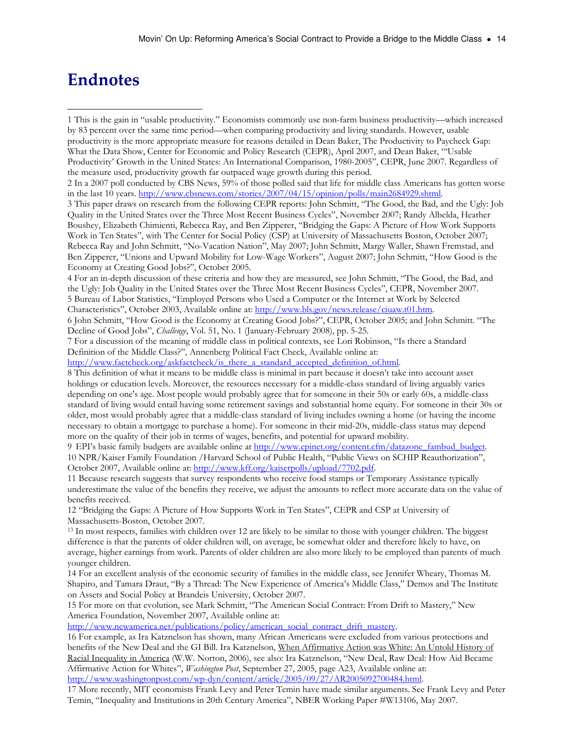# Endnotes

1 This is the gain in "usable productivity." Economists commonly use non-farm business productivity—which increased by 83 percent over the same time period—when comparing productivity and living standards. However, usable productivity is the more appropriate measure for reasons detailed in Dean Baker, The Productivity to Paycheck Gap: What the Data Show, Center for Economic and Policy Research (CEPR), April 2007, and Dean Baker, "'Usable Productivity' Growth in the United States: An International Comparison, 1980-2005", CEPR, June 2007. Regardless of the measure used, productivity growth far outpaced wage growth during this period.

2 In a 2007 poll conducted by CBS News, 59% of those polled said that life for middle class Americans has gotten worse in the last 10 years. http://www.cbsnews.com/stories/2007/04/15/opinion/polls/main2684929.shtml.

3 This paper draws on research from the following CEPR reports: John Schmitt, "The Good, the Bad, and the Ugly: Job Quality in the United States over the Three Most Recent Business Cycles", November 2007; Randy Albelda, Heather Boushey, Elizabeth Chimienti, Rebecca Ray, and Ben Zipperer, "Bridging the Gaps: A Picture of How Work Supports Work in Ten States", with The Center for Social Policy (CSP) at University of Massachusetts Boston, October 2007; Rebecca Ray and John Schmitt, "No-Vacation Nation", May 2007; John Schmitt, Margy Waller, Shawn Fremstad, and Ben Zipperer, "Unions and Upward Mobility for Low-Wage Workers", August 2007; John Schmitt, "How Good is the Economy at Creating Good Jobs?", October 2005.

4 For an in-depth discussion of these criteria and how they are measured, see John Schmitt, "The Good, the Bad, and the Ugly: Job Quality in the United States over the Three Most Recent Business Cycles", CEPR, November 2007.

5 Bureau of Labor Statistics, "Employed Persons who Used a Computer or the Internet at Work by Selected Characteristics", October 2003, Available online at: http://www.bls.gov/news.release/ciuaw.t01.htm.

6 John Schmitt, "How Good is the Economy at Creating Good Jobs?", CEPR, October 2005; and John Schmitt. "The Decline of Good Jobs", *Challenge*, Vol. 51, No. 1 (January-February 2008), pp. 5-25.

7 For a discussion of the meaning of middle class in political contexts, see Lori Robinson, "Is there a Standard Definition of the Middle Class?", Annenberg Political Fact Check, Available online at: http://www.factcheck.org/askfactcheck/is_there_a_standard_accepted_definition_of.html.

8 This definition of what it means to be middle class is minimal in part because it doesn't take into account asset holdings or education levels. Moreover, the resources necessary for a middle-class standard of living arguably varies depending on one's age. Most people would probably agree that for someone in their 50s or early 60s, a middle-class standard of living would entail having some retirement savings and substantial home equity. For someone in their 30s or older, most would probably agree that a middle-class standard of living includes owning a home (or having the income necessary to obtain a mortgage to purchase a home). For someone in their mid-20s, middle-class status may depend more on the quality of their job in terms of wages, benefits, and potential for upward mobility.

9 EPI's basic family budgets are available online at http://www.epinet.org/content.cfm/datazone_fambud_budget.

10 NPR/Kaiser Family Foundation /Harvard School of Public Health, "Public Views on SCHIP Reauthorization", October 2007, Available online at: http://www.kff.org/kaiserpolls/upload/7702.pdf.

11 Because research suggests that survey respondents who receive food stamps or Temporary Assistance typically underestimate the value of the benefits they receive, we adjust the amounts to reflect more accurate data on the value of benefits received.

12 "Bridging the Gaps: A Picture of How Supports Work in Ten States", CEPR and CSP at University of Massachusetts-Boston, October 2007.

13 In most respects, families with children over 12 are likely to be similar to those with younger children. The biggest difference is that the parents of older children will, on average, be somewhat older and therefore likely to have, on average, higher earnings from work. Parents of older children are also more likely to be employed than parents of much younger children.

14 For an excellent analysis of the economic security of families in the middle class, see Jennifer Wheary, Thomas M. Shapiro, and Tamara Draut, "By a Thread: The New Experience of America's Middle Class," Demos and The Institute on Assets and Social Policy at Brandeis University, October 2007.

15 For more on that evolution, see Mark Schmitt, "The American Social Contract: From Drift to Mastery," New America Foundation, November 2007, Available online at: http://www.newamerica.net/publications/policy/american_social_contract_drift_mastery.

16 For example, as Ira Katznelson has shown, many African Americans were excluded from various protections and benefits of the New Deal and the GI Bill. Ira Katznelson, When Affirmative Action was White: An Untold History of Racial Inequality in America (W.W. Norton, 2006), see also: Ira Katznelson, "New Deal, Raw Deal: How Aid Became Affirmative Action for Whites", *Washington Post*, September 27, 2005, page A23, Available online at: http://www.washingtonpost.com/wp-dyn/content/article/2005/09/27/AR2005092700484.html.

17 More recently, MIT economists Frank Levy and Peter Temin have made similar arguments. See Frank Levy and Peter Temin, "Inequality and Institutions in 20th Century America", NBER Working Paper #W13106, May 2007.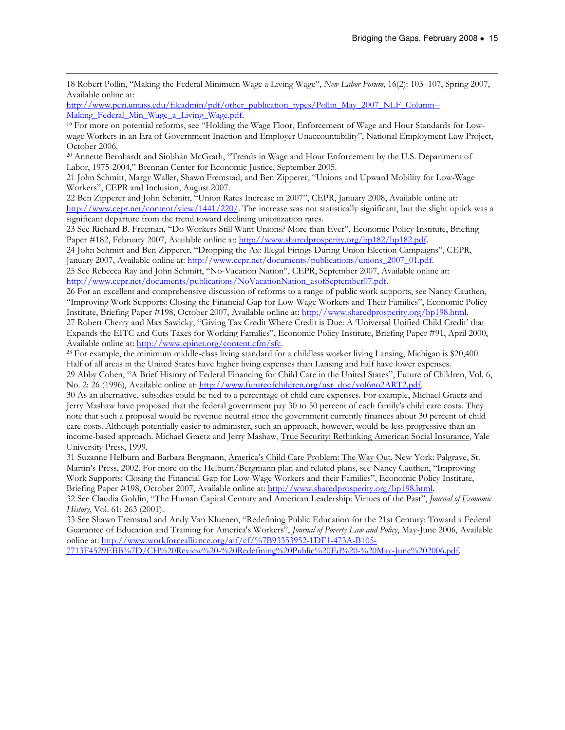18 Robert Pollin, "Making the Federal Minimum Wage a Living Wage", *New Labor Forum*, 16(2): 103–107, Spring 2007, Available online at: http://www.peri.umass.edu/fileadmin/pdf/other_publication_types/Pollin_May_2007_NLF_Column--Making_Federal_Min_Wage_a_Living_Wage.pdf.

19 For more on potential reforms, see "Holding the Wage Floor, Enforcement of Wage and Hour Standards for Low-wage Workers in an Era of Government Inaction and Employer Unaccountability", National Employment Law Project, October 2006.

20 Annette Bernhardt and Siobhán McGrath, "Trends in Wage and Hour Enforcement by the U.S. Department of Labor, 1975-2004," Brennan Center for Economic Justice, September 2005.

21 John Schmitt, Margy Waller, Shawn Fremstad, and Ben Zipperer, "Unions and Upward Mobility for Low-Wage Workers", CEPR and Inclusion, August 2007.

22 Ben Zipperer and John Schmitt, "Union Rates Increase in 2007", CEPR, January 2008, Available online at: http://www.cepr.net/content/view/1441/220/. The increase was not statistically significant, but the slight uptick was a significant departure from the trend toward declining unionization rates.

23 See Richard B. Freeman, "Do Workers Still Want Unions? More than Ever", Economic Policy Institute, Briefing Paper #182, February 2007, Available online at: http://www.sharedprosperity.org/bp182/bp182.pdf.

24 John Schmitt and Ben Zipperer, "Dropping the Ax: Illegal Firings During Union Election Campaigns", CEPR, January 2007, Available online at: http://www.cepr.net/documents/publications/unions_2007_01.pdf.

25 See Rebecca Ray and John Schmitt, "No-Vacation Nation", CEPR, September 2007, Available online at: http://www.cepr.net/documents/publications/NoVacationNation_asofSeptember07.pdf.

26 For an excellent and comprehensive discussion of reforms to a range of public work supports, see Nancy Cauthen, "Improving Work Supports: Closing the Financial Gap for Low-Wage Workers and Their Families", Economic Policy Institute, Briefing Paper #198, October 2007, Available online at: http://www.sharedprosperity.org/bp198.html.

27 Robert Cherry and Max Sawicky, "Giving Tax Credit Where Credit is Due: A 'Universal Unified Child Credit' that Expands the EITC and Cuts Taxes for Working Families", Economic Policy Institute, Briefing Paper #91, April 2000, Available online at: http://www.epinet.org/content.cfm/sfc.

28 For example, the minimum middle-class living standard for a childless worker living Lansing, Michigan is $20,400. Half of all areas in the United States have higher living expenses than Lansing and half have lower expenses.

29 Abby Cohen, "A Brief History of Federal Financing for Child Care in the United States", Future of Children, Vol. 6, No. 2: 26 (1996), Available online at: http://www.futureofchildren.org/usr_doc/vol6no2ART2.pdf.

30 As an alternative, subsidies could be tied to a percentage of child care expenses. For example, Michael Graetz and Jerry Mashaw have proposed that the federal government pay 30 to 50 percent of each family's child care costs. They note that such a proposal would be revenue neutral since the government currently finances about 30 percent of child care costs. Although potentially easier to administer, such an approach, however, would be less progressive than an income-based approach. Michael Graetz and Jerry Mashaw, True Security: Rethinking American Social Insurance, Yale University Press, 1999.

31 Suzanne Helburn and Barbara Bergmann, America's Child Care Problem: The Way Out. New York: Palgrave, St. Martin's Press, 2002. For more on the Helburn/Bergmann plan and related plans, see Nancy Cauthen, "Improving Work Supports: Closing the Financial Gap for Low-Wage Workers and their Families", Economic Policy Institute, Briefing Paper #198, October 2007, Available online at: http://www.sharedprosperity.org/bp198.html.

32 See Claudia Goldin, "The Human Capital Century and American Leadership: Virtues of the Past", *Journal of Economic History*, Vol. 61: 263 (2001).

33 See Shawn Fremstad and Andy Van Kluenen, "Redefining Public Education for the 21st Century: Toward a Federal Guarantee of Education and Training for America's Workers", *Journal of Poverty Law and Policy*, May-June 2006, Available online at: http://www.workforcealliance.org/atf/cf/%7B93353952-1DF1-473A-B105-7713F4529EBB%7D/CH%20Review%20-%20Redefining%20Public%20Ed%20-%20May-June%202006.pdf.